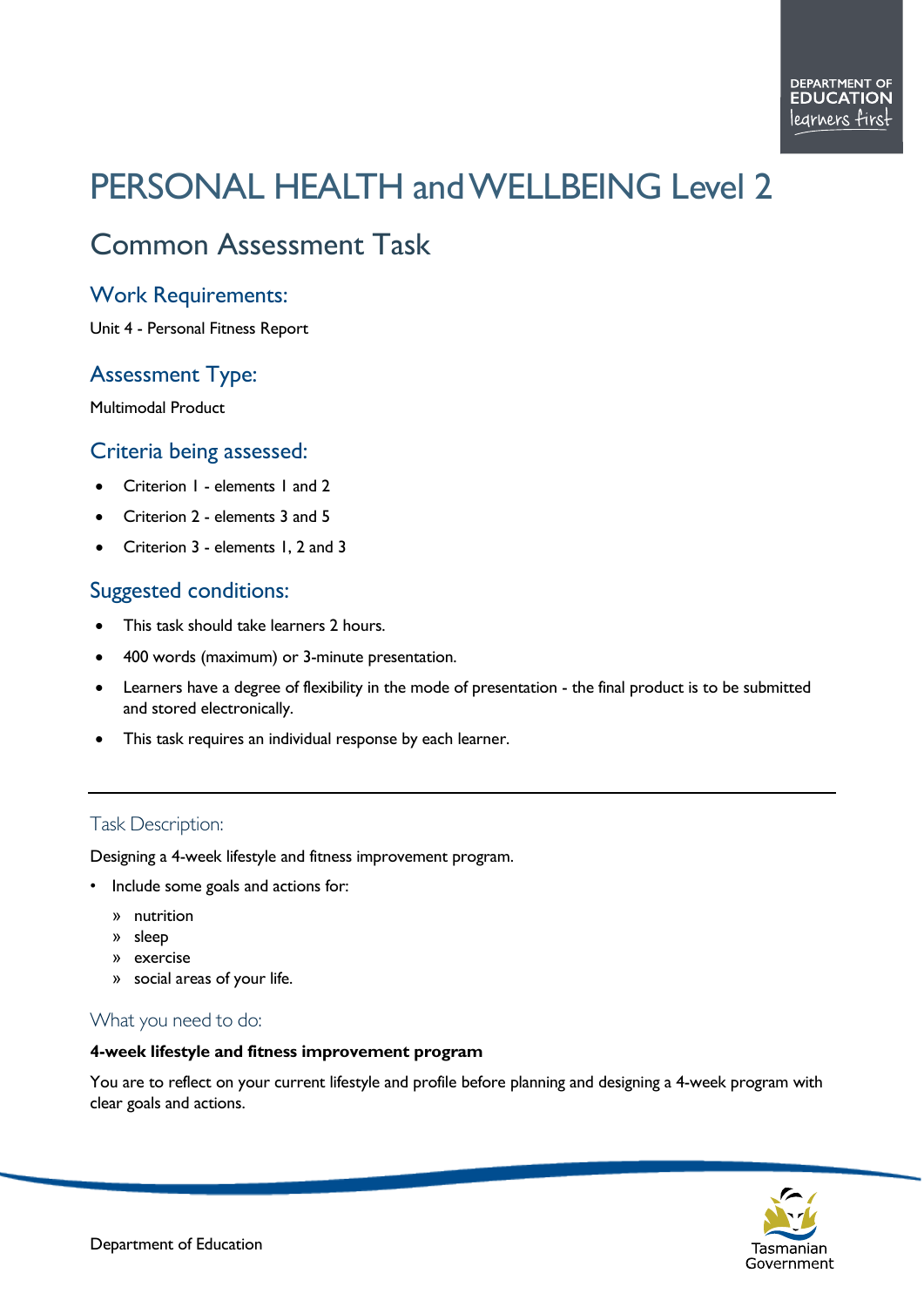# PERSONAL HEALTH and WELLBEING Level 2

## Common Assessment Task

### Work Requirements:

Unit 4 - Personal Fitness Report

### Assessment Type:

Multimodal Product

### Criteria being assessed:

- Criterion 1 - elements 1 and 2
- Criterion 2 - elements 3 and 5
- Criterion 3 - elements 1, 2 and 3

### Suggested conditions:

- This task should take learners 2 hours.
- 400 words (maximum) or 3-minute presentation.
- Learners have a degree of flexibility in the mode of presentation - the final product is to be submitted and stored electronically.
- This task requires an individual response by each learner.

---

### Task Description:

Designing a 4-week lifestyle and fitness improvement program.

- Include some goals and actions for:
  - nutrition
  - sleep
  - exercise
  - social areas of your life.

### What you need to do:

**4-week lifestyle and fitness improvement program**

You are to reflect on your current lifestyle and profile before planning and designing a 4-week program with clear goals and actions.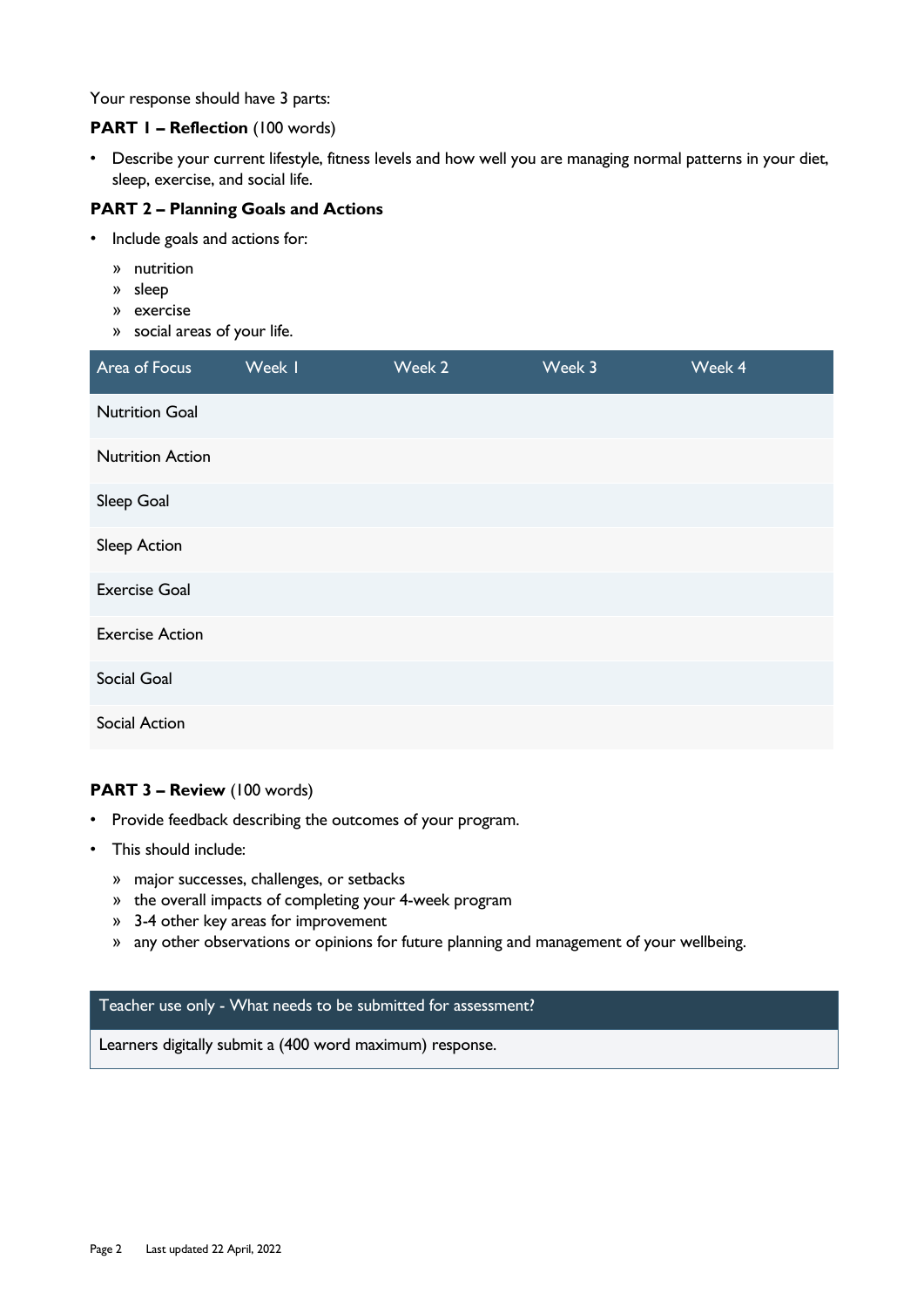Your response should have 3 parts:

**PART 1 – Reflection** (100 words)

- Describe your current lifestyle, fitness levels and how well you are managing normal patterns in your diet, sleep, exercise, and social life.

**PART 2 – Planning Goals and Actions**

- Include goals and actions for:
  - nutrition
  - sleep
  - exercise
  - social areas of your life.

| Area of Focus | Week 1 | Week 2 | Week 3 | Week 4 |
|---|---|---|---|---|
| Nutrition Goal | | | | |
| Nutrition Action | | | | |
| Sleep Goal | | | | |
| Sleep Action | | | | |
| Exercise Goal | | | | |
| Exercise Action | | | | |
| Social Goal | | | | |
| Social Action | | | | |

**PART 3 – Review** (100 words)

- Provide feedback describing the outcomes of your program.
- This should include:
  - major successes, challenges, or setbacks
  - the overall impacts of completing your 4-week program
  - 3-4 other key areas for improvement
  - any other observations or opinions for future planning and management of your wellbeing.

| Teacher use only - What needs to be submitted for assessment? |
|---|
| Learners digitally submit a (400 word maximum) response. |